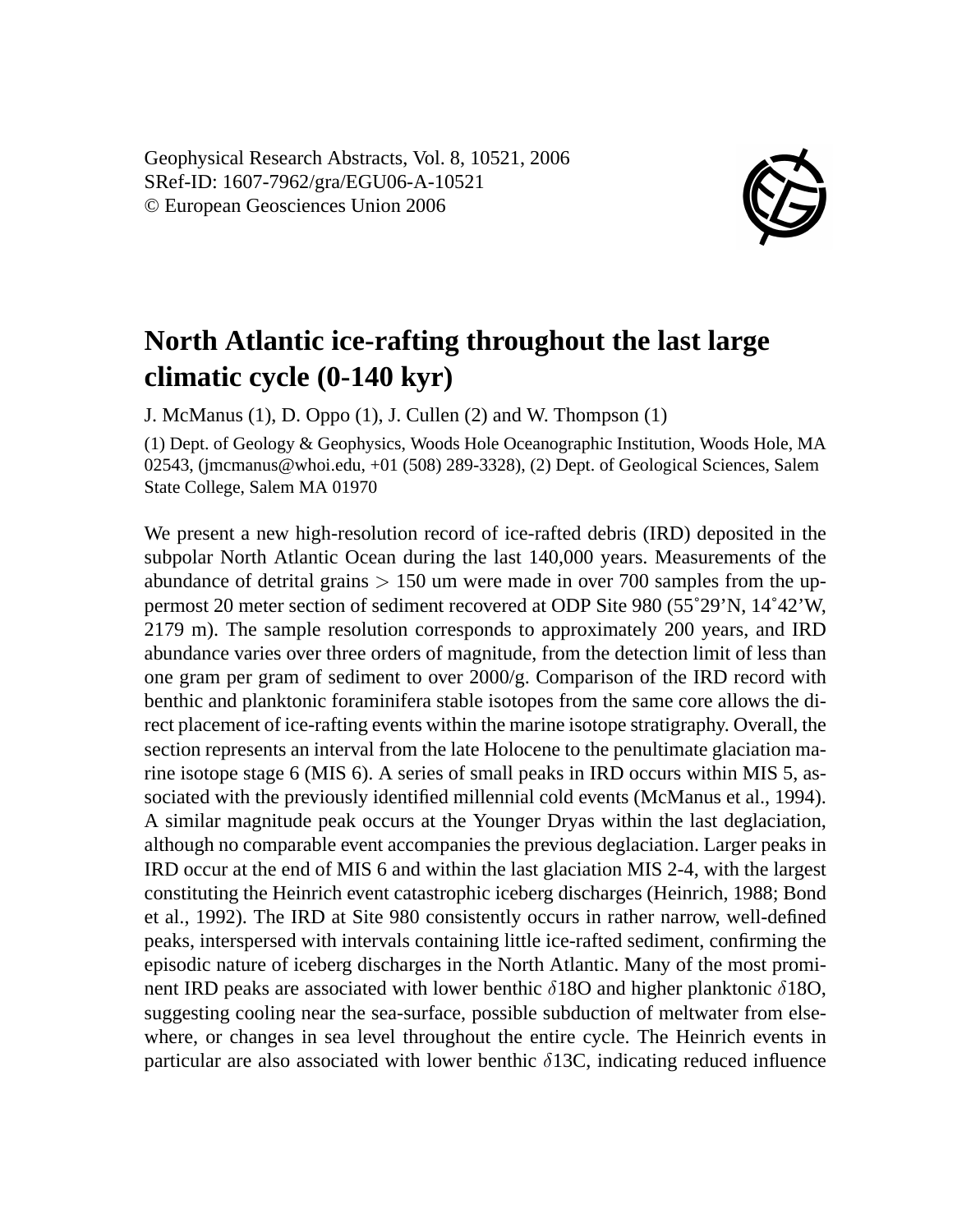Geophysical Research Abstracts, Vol. 8, 10521, 2006
SRef-ID: 1607-7962/gra/EGU06-A-10521
© European Geosciences Union 2006

# North Atlantic ice-rafting throughout the last large climatic cycle (0-140 kyr)

J. McManus (1), D. Oppo (1), J. Cullen (2) and W. Thompson (1)

(1) Dept. of Geology & Geophysics, Woods Hole Oceanographic Institution, Woods Hole, MA 02543, (jmcmanus@whoi.edu, +01 (508) 289-3328), (2) Dept. of Geological Sciences, Salem State College, Salem MA 01970

We present a new high-resolution record of ice-rafted debris (IRD) deposited in the subpolar North Atlantic Ocean during the last 140,000 years. Measurements of the abundance of detrital grains $>$ 150 um were made in over 700 samples from the uppermost 20 meter section of sediment recovered at ODP Site 980 (55˚29'N, 14˚42'W, 2179 m). The sample resolution corresponds to approximately 200 years, and IRD abundance varies over three orders of magnitude, from the detection limit of less than one gram per gram of sediment to over 2000/g. Comparison of the IRD record with benthic and planktonic foraminifera stable isotopes from the same core allows the direct placement of ice-rafting events within the marine isotope stratigraphy. Overall, the section represents an interval from the late Holocene to the penultimate glaciation marine isotope stage 6 (MIS 6). A series of small peaks in IRD occurs within MIS 5, associated with the previously identified millennial cold events (McManus et al., 1994). A similar magnitude peak occurs at the Younger Dryas within the last deglaciation, although no comparable event accompanies the previous deglaciation. Larger peaks in IRD occur at the end of MIS 6 and within the last glaciation MIS 2-4, with the largest constituting the Heinrich event catastrophic iceberg discharges (Heinrich, 1988; Bond et al., 1992). The IRD at Site 980 consistently occurs in rather narrow, well-defined peaks, interspersed with intervals containing little ice-rafted sediment, confirming the episodic nature of iceberg discharges in the North Atlantic. Many of the most prominent IRD peaks are associated with lower benthic $\delta$18O and higher planktonic $\delta$18O, suggesting cooling near the sea-surface, possible subduction of meltwater from elsewhere, or changes in sea level throughout the entire cycle. The Heinrich events in particular are also associated with lower benthic $\delta$13C, indicating reduced influence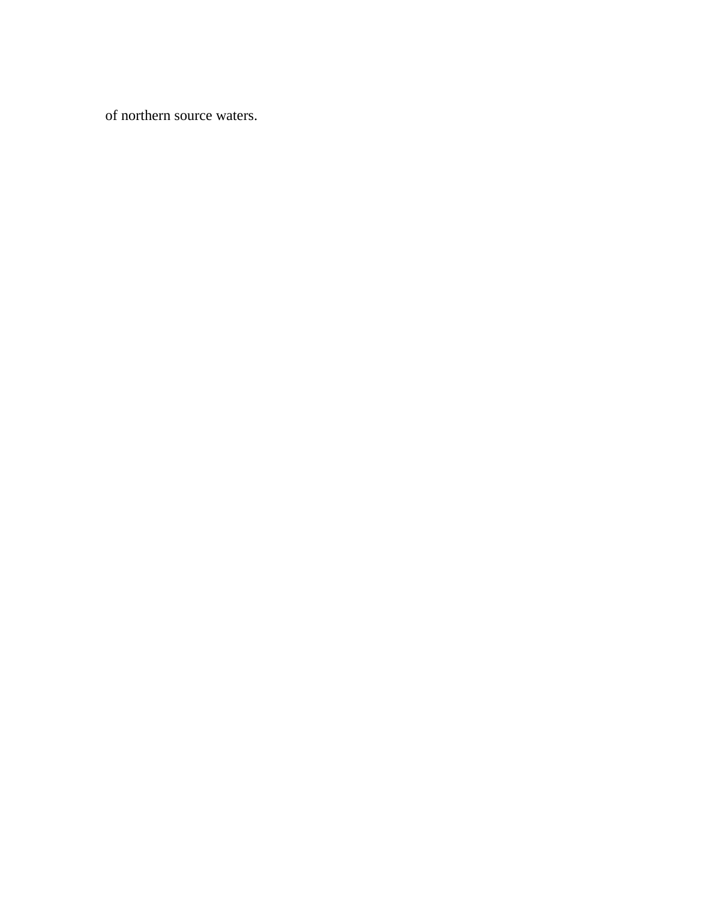of northern source waters.